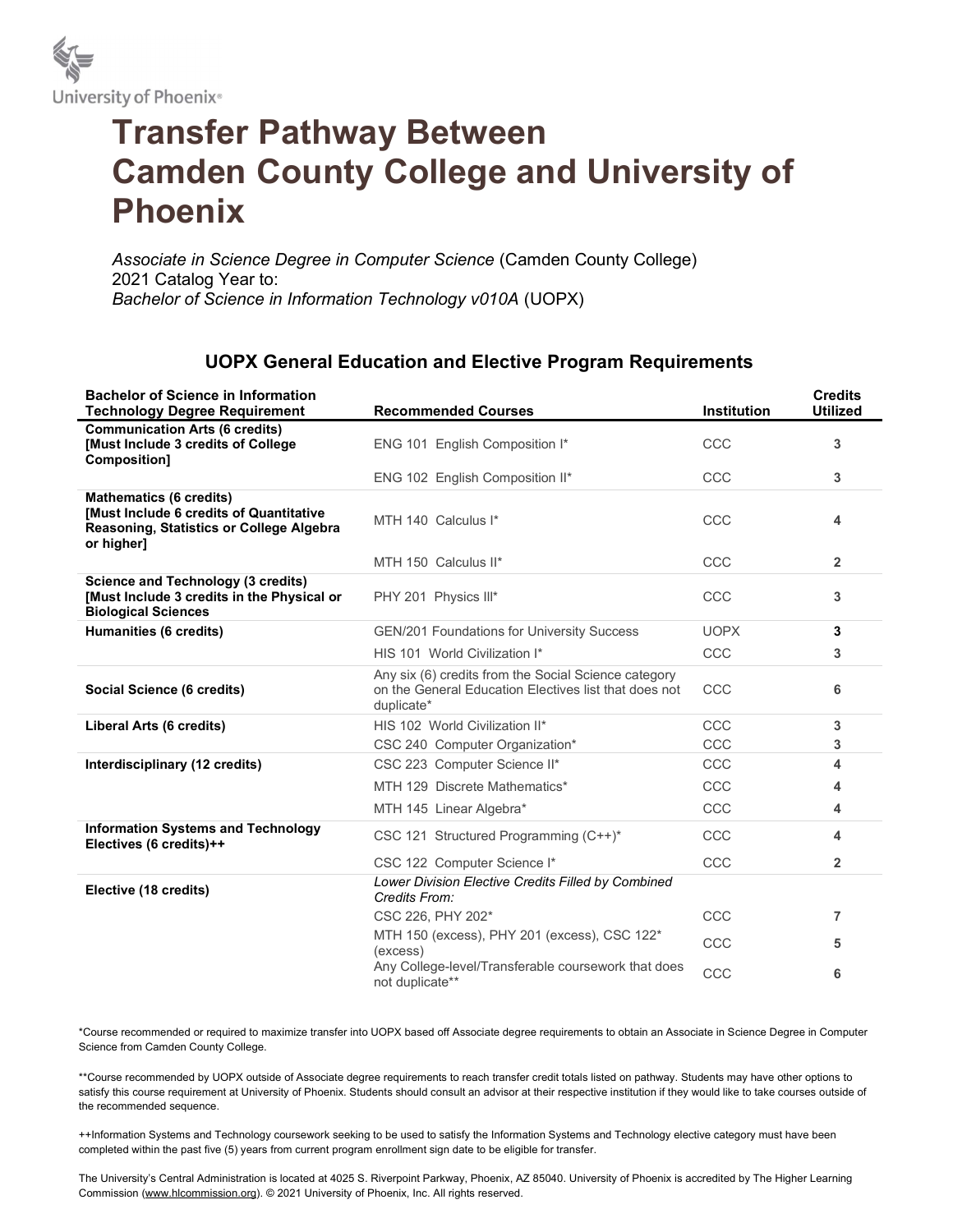# Transfer Pathway Between Camden County College and University of Phoenix

*Associate in Science Degree in Computer Science* (Camden County College)
2021 Catalog Year to:
*Bachelor of Science in Information Technology v010A* (UOPX)

## UOPX General Education and Elective Program Requirements

| Bachelor of Science in Information Technology Degree Requirement | Recommended Courses | Institution | Credits Utilized |
|---|---|---|---|
| **Communication Arts (6 credits) [Must Include 3 credits of College Composition]** | ENG 101 English Composition I* | CCC | 3 |
| | ENG 102 English Composition II* | CCC | 3 |
| **Mathematics (6 credits) [Must Include 6 credits of Quantitative Reasoning, Statistics or College Algebra or higher]** | MTH 140 Calculus I* | CCC | 4 |
| | MTH 150 Calculus II* | CCC | 2 |
| **Science and Technology (3 credits) [Must Include 3 credits in the Physical or Biological Sciences** | PHY 201 Physics III* | CCC | 3 |
| **Humanities (6 credits)** | GEN/201 Foundations for University Success | UOPX | 3 |
| | HIS 101 World Civilization I* | CCC | 3 |
| **Social Science (6 credits)** | Any six (6) credits from the Social Science category on the General Education Electives list that does not duplicate* | CCC | 6 |
| **Liberal Arts (6 credits)** | HIS 102 World Civilization II* | CCC | 3 |
| | CSC 240 Computer Organization* | CCC | 3 |
| **Interdisciplinary (12 credits)** | CSC 223 Computer Science II* | CCC | 4 |
| | MTH 129 Discrete Mathematics* | CCC | 4 |
| | MTH 145 Linear Algebra* | CCC | 4 |
| **Information Systems and Technology Electives (6 credits)++** | CSC 121 Structured Programming (C++)* | CCC | 4 |
| | CSC 122 Computer Science I* | CCC | 2 |
| **Elective (18 credits)** | *Lower Division Elective Credits Filled by Combined Credits From:* | | |
| | CSC 226, PHY 202* | CCC | 7 |
| | MTH 150 (excess), PHY 201 (excess), CSC 122* (excess) | CCC | 5 |
| | Any College-level/Transferable coursework that does not duplicate** | CCC | 6 |

*Course recommended or required to maximize transfer into UOPX based off Associate degree requirements to obtain an Associate in Science Degree in Computer Science from Camden County College.

**Course recommended by UOPX outside of Associate degree requirements to reach transfer credit totals listed on pathway. Students may have other options to satisfy this course requirement at University of Phoenix. Students should consult an advisor at their respective institution if they would like to take courses outside of the recommended sequence.

++Information Systems and Technology coursework seeking to be used to satisfy the Information Systems and Technology elective category must have been completed within the past five (5) years from current program enrollment sign date to be eligible for transfer.

The University's Central Administration is located at 4025 S. Riverpoint Parkway, Phoenix, AZ 85040. University of Phoenix is accredited by The Higher Learning Commission (www.hlcommission.org). © 2021 University of Phoenix, Inc. All rights reserved.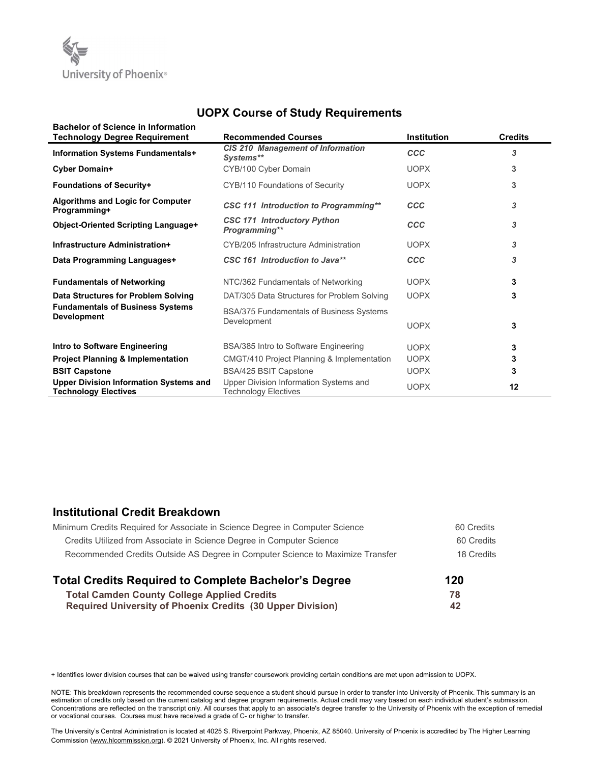## UOPX Course of Study Requirements

| Bachelor of Science in Information Technology Degree Requirement | Recommended Courses | Institution | Credits |
|---|---|---|---|
| **Information Systems Fundamentals+** | ***CIS 210 Management of Information Systems*** | ***CCC*** | ***3*** |
| **Cyber Domain+** | CYB/100 Cyber Domain | UOPX | **3** |
| **Foundations of Security+** | CYB/110 Foundations of Security | UOPX | **3** |
| **Algorithms and Logic for Computer Programming+** | ***CSC 111 Introduction to Programming*** | ***CCC*** | ***3*** |
| **Object-Oriented Scripting Language+** | ***CSC 171 Introductory Python Programming*** | ***CCC*** | ***3*** |
| **Infrastructure Administration+** | CYB/205 Infrastructure Administration | UOPX | *3* |
| **Data Programming Languages+** | ***CSC 161 Introduction to Java*** | ***CCC*** | ***3*** |
| **Fundamentals of Networking** | NTC/362 Fundamentals of Networking | UOPX | **3** |
| **Data Structures for Problem Solving** | DAT/305 Data Structures for Problem Solving | UOPX | **3** |
| **Fundamentals of Business Systems Development** | BSA/375 Fundamentals of Business Systems Development | UOPX | **3** |
| **Intro to Software Engineering** | BSA/385 Intro to Software Engineering | UOPX | **3** |
| **Project Planning & Implementation** | CMGT/410 Project Planning & Implementation | UOPX | **3** |
| **BSIT Capstone** | BSA/425 BSIT Capstone | UOPX | **3** |
| **Upper Division Information Systems and Technology Electives** | Upper Division Information Systems and Technology Electives | UOPX | **12** |

## Institutional Credit Breakdown

| | |
|---|---|
| Minimum Credits Required for Associate in Science Degree in Computer Science | 60 Credits |
| Credits Utilized from Associate in Science Degree in Computer Science | 60 Credits |
| Recommended Credits Outside AS Degree in Computer Science to Maximize Transfer | 18 Credits |

| | |
|---|---|
| **Total Credits Required to Complete Bachelor's Degree** | **120** |
| **Total Camden County College Applied Credits** | **78** |
| **Required University of Phoenix Credits (30 Upper Division)** | **42** |

+ Identifies lower division courses that can be waived using transfer coursework providing certain conditions are met upon admission to UOPX.

NOTE: This breakdown represents the recommended course sequence a student should pursue in order to transfer into University of Phoenix. This summary is an estimation of credits only based on the current catalog and degree program requirements. Actual credit may vary based on each individual student's submission. Concentrations are reflected on the transcript only. All courses that apply to an associate's degree transfer to the University of Phoenix with the exception of remedial or vocational courses. Courses must have received a grade of C- or higher to transfer.

The University's Central Administration is located at 4025 S. Riverpoint Parkway, Phoenix, AZ 85040. University of Phoenix is accredited by The Higher Learning Commission (www.hlcommission.org). © 2021 University of Phoenix, Inc. All rights reserved.